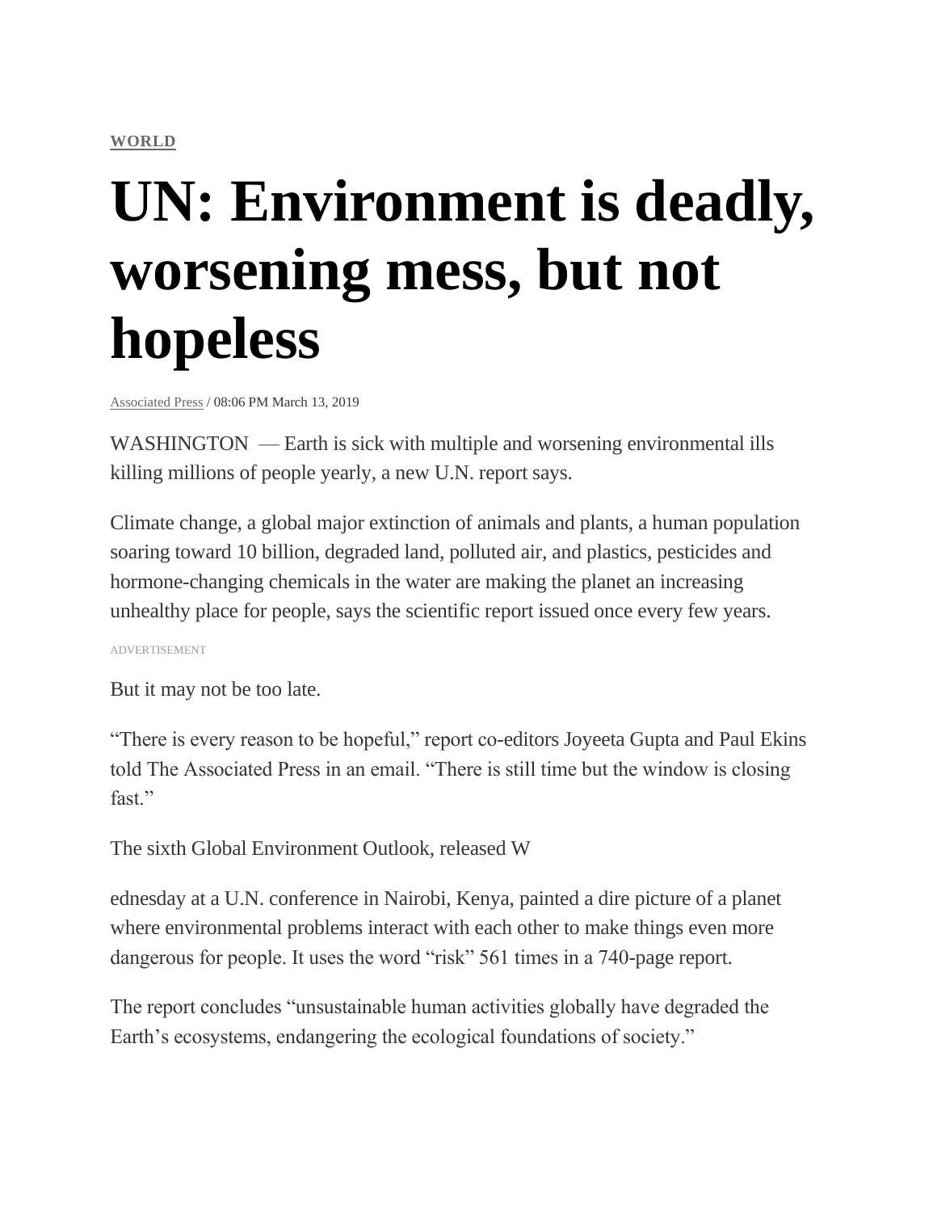**WORLD**

# UN: Environment is deadly, worsening mess, but not hopeless

Associated Press / 08:06 PM March 13, 2019

WASHINGTON — Earth is sick with multiple and worsening environmental ills killing millions of people yearly, a new U.N. report says.

Climate change, a global major extinction of animals and plants, a human population soaring toward 10 billion, degraded land, polluted air, and plastics, pesticides and hormone-changing chemicals in the water are making the planet an increasing unhealthy place for people, says the scientific report issued once every few years.

ADVERTISEMENT

But it may not be too late.

"There is every reason to be hopeful," report co-editors Joyeeta Gupta and Paul Ekins told The Associated Press in an email. "There is still time but the window is closing fast."

The sixth Global Environment Outlook, released W

ednesday at a U.N. conference in Nairobi, Kenya, painted a dire picture of a planet where environmental problems interact with each other to make things even more dangerous for people. It uses the word "risk" 561 times in a 740-page report.

The report concludes "unsustainable human activities globally have degraded the Earth's ecosystems, endangering the ecological foundations of society."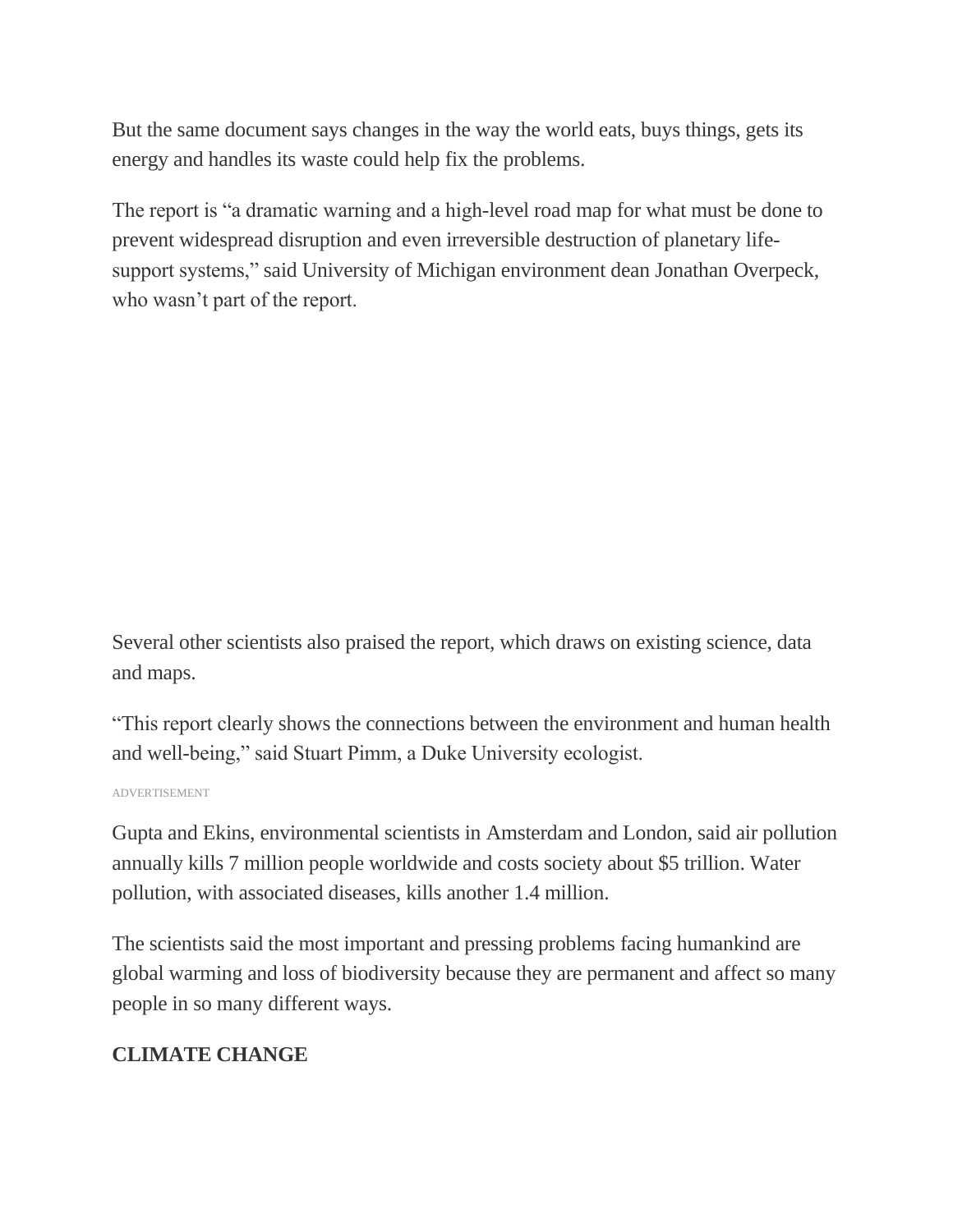But the same document says changes in the way the world eats, buys things, gets its energy and handles its waste could help fix the problems.

The report is "a dramatic warning and a high-level road map for what must be done to prevent widespread disruption and even irreversible destruction of planetary life-support systems," said University of Michigan environment dean Jonathan Overpeck, who wasn't part of the report.

Several other scientists also praised the report, which draws on existing science, data and maps.

"This report clearly shows the connections between the environment and human health and well-being," said Stuart Pimm, a Duke University ecologist.

ADVERTISEMENT

Gupta and Ekins, environmental scientists in Amsterdam and London, said air pollution annually kills 7 million people worldwide and costs society about $5 trillion. Water pollution, with associated diseases, kills another 1.4 million.

The scientists said the most important and pressing problems facing humankind are global warming and loss of biodiversity because they are permanent and affect so many people in so many different ways.

**CLIMATE CHANGE**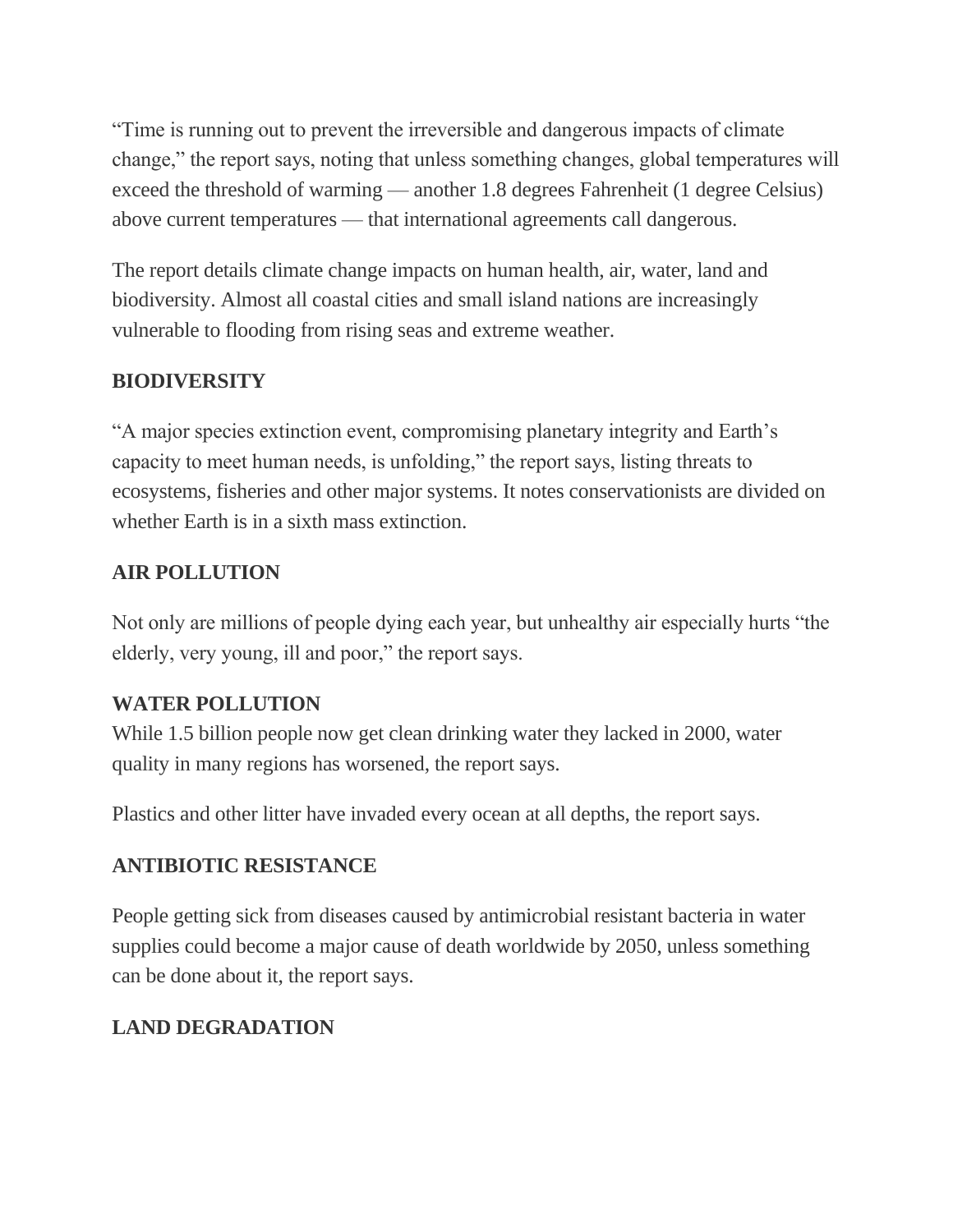“Time is running out to prevent the irreversible and dangerous impacts of climate change,” the report says, noting that unless something changes, global temperatures will exceed the threshold of warming — another 1.8 degrees Fahrenheit (1 degree Celsius) above current temperatures — that international agreements call dangerous.

The report details climate change impacts on human health, air, water, land and biodiversity. Almost all coastal cities and small island nations are increasingly vulnerable to flooding from rising seas and extreme weather.

**BIODIVERSITY**

“A major species extinction event, compromising planetary integrity and Earth’s capacity to meet human needs, is unfolding,” the report says, listing threats to ecosystems, fisheries and other major systems. It notes conservationists are divided on whether Earth is in a sixth mass extinction.

**AIR POLLUTION**

Not only are millions of people dying each year, but unhealthy air especially hurts “the elderly, very young, ill and poor,” the report says.

**WATER POLLUTION**

While 1.5 billion people now get clean drinking water they lacked in 2000, water quality in many regions has worsened, the report says.

Plastics and other litter have invaded every ocean at all depths, the report says.

**ANTIBIOTIC RESISTANCE**

People getting sick from diseases caused by antimicrobial resistant bacteria in water supplies could become a major cause of death worldwide by 2050, unless something can be done about it, the report says.

**LAND DEGRADATION**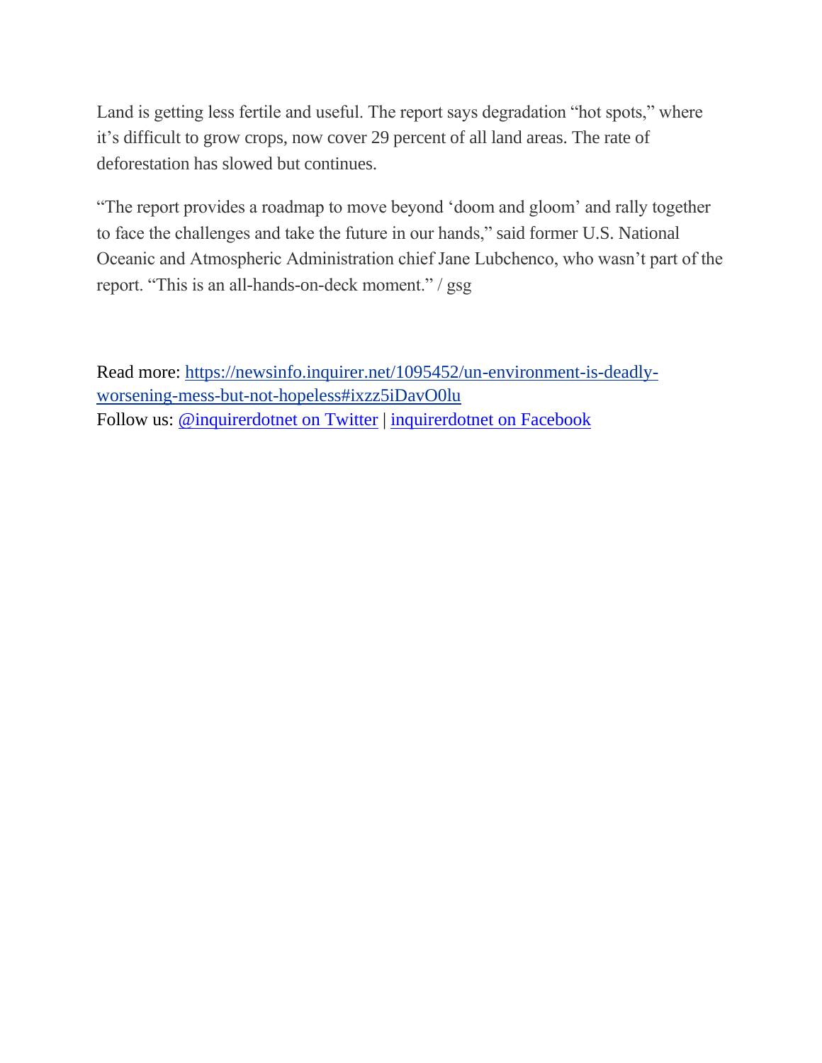Land is getting less fertile and useful. The report says degradation "hot spots," where it's difficult to grow crops, now cover 29 percent of all land areas. The rate of deforestation has slowed but continues.

"The report provides a roadmap to move beyond 'doom and gloom' and rally together to face the challenges and take the future in our hands," said former U.S. National Oceanic and Atmospheric Administration chief Jane Lubchenco, who wasn't part of the report. "This is an all-hands-on-deck moment." / gsg

Read more: [https://newsinfo.inquirer.net/1095452/un-environment-is-deadly-worsening-mess-but-not-hopeless#ixzz5iDavO0lu](https://newsinfo.inquirer.net/1095452/un-environment-is-deadly-worsening-mess-but-not-hopeless#ixzz5iDavO0lu)
Follow us: @inquirerdotnet on Twitter | inquirerdotnet on Facebook